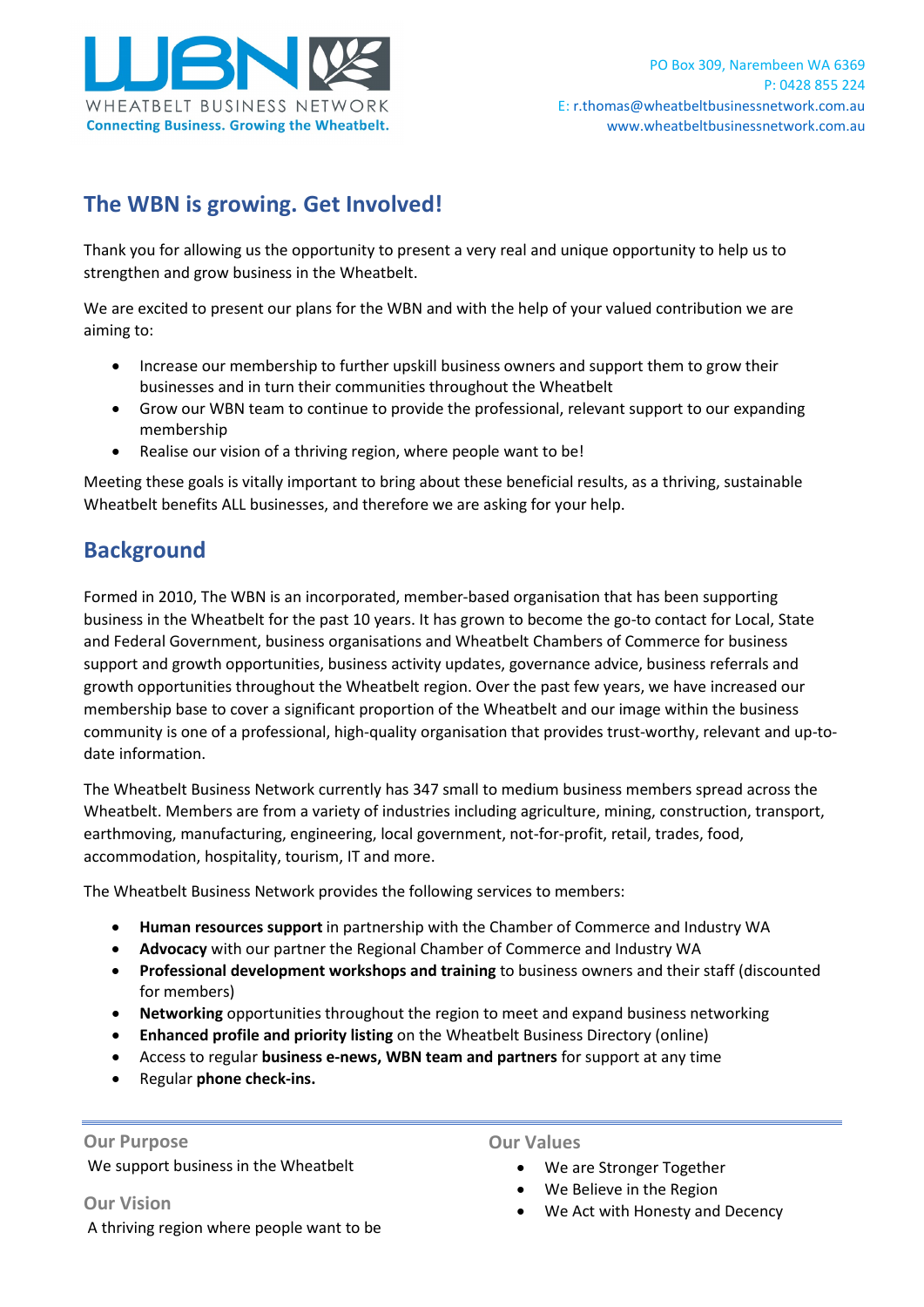WHEATBELT BUSINESS NETWORK
**Connecting Business. Growing the Wheatbelt.**

PO Box 309, Narembeen WA 6369
P: 0428 855 224
E: r.thomas@wheatbeltbusinessnetwork.com.au
www.wheatbeltbusinessnetwork.com.au

## The WBN is growing. Get Involved!

Thank you for allowing us the opportunity to present a very real and unique opportunity to help us to strengthen and grow business in the Wheatbelt.

We are excited to present our plans for the WBN and with the help of your valued contribution we are aiming to:

- Increase our membership to further upskill business owners and support them to grow their businesses and in turn their communities throughout the Wheatbelt
- Grow our WBN team to continue to provide the professional, relevant support to our expanding membership
- Realise our vision of a thriving region, where people want to be!

Meeting these goals is vitally important to bring about these beneficial results, as a thriving, sustainable Wheatbelt benefits ALL businesses, and therefore we are asking for your help.

## Background

Formed in 2010, The WBN is an incorporated, member-based organisation that has been supporting business in the Wheatbelt for the past 10 years. It has grown to become the go-to contact for Local, State and Federal Government, business organisations and Wheatbelt Chambers of Commerce for business support and growth opportunities, business activity updates, governance advice, business referrals and growth opportunities throughout the Wheatbelt region. Over the past few years, we have increased our membership base to cover a significant proportion of the Wheatbelt and our image within the business community is one of a professional, high-quality organisation that provides trust-worthy, relevant and up-to-date information.

The Wheatbelt Business Network currently has 347 small to medium business members spread across the Wheatbelt. Members are from a variety of industries including agriculture, mining, construction, transport, earthmoving, manufacturing, engineering, local government, not-for-profit, retail, trades, food, accommodation, hospitality, tourism, IT and more.

The Wheatbelt Business Network provides the following services to members:

- **Human resources support** in partnership with the Chamber of Commerce and Industry WA
- **Advocacy** with our partner the Regional Chamber of Commerce and Industry WA
- **Professional development workshops and training** to business owners and their staff (discounted for members)
- **Networking** opportunities throughout the region to meet and expand business networking
- **Enhanced profile and priority listing** on the Wheatbelt Business Directory (online)
- Access to regular **business e-news, WBN team and partners** for support at any time
- Regular **phone check-ins.**

### Our Purpose

We support business in the Wheatbelt

### Our Vision

A thriving region where people want to be

### Our Values

- We are Stronger Together
- We Believe in the Region
- We Act with Honesty and Decency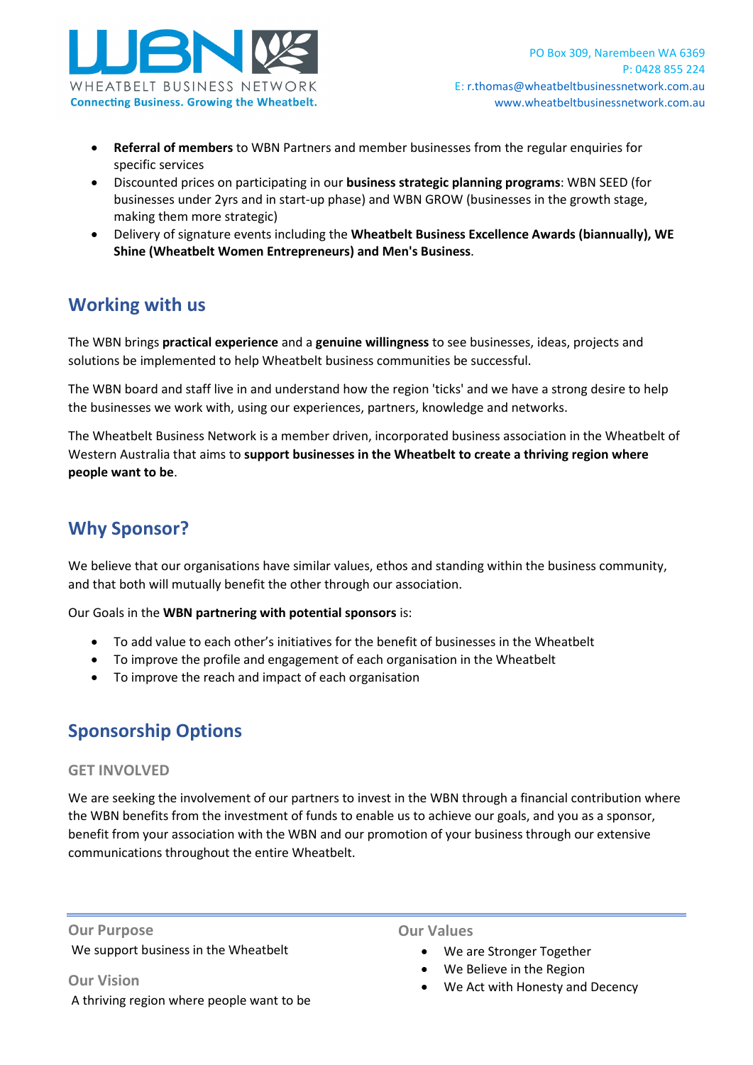- **Referral of members** to WBN Partners and member businesses from the regular enquiries for specific services
- Discounted prices on participating in our **business strategic planning programs**: WBN SEED (for businesses under 2yrs and in start-up phase) and WBN GROW (businesses in the growth stage, making them more strategic)
- Delivery of signature events including the **Wheatbelt Business Excellence Awards (biannually), WE Shine (Wheatbelt Women Entrepreneurs) and Men's Business**.

## Working with us

The WBN brings **practical experience** and a **genuine willingness** to see businesses, ideas, projects and solutions be implemented to help Wheatbelt business communities be successful.

The WBN board and staff live in and understand how the region 'ticks' and we have a strong desire to help the businesses we work with, using our experiences, partners, knowledge and networks.

The Wheatbelt Business Network is a member driven, incorporated business association in the Wheatbelt of Western Australia that aims to **support businesses in the Wheatbelt to create a thriving region where people want to be**.

## Why Sponsor?

We believe that our organisations have similar values, ethos and standing within the business community, and that both will mutually benefit the other through our association.

Our Goals in the **WBN partnering with potential sponsors** is:

- To add value to each other's initiatives for the benefit of businesses in the Wheatbelt
- To improve the profile and engagement of each organisation in the Wheatbelt
- To improve the reach and impact of each organisation

## Sponsorship Options

### GET INVOLVED

We are seeking the involvement of our partners to invest in the WBN through a financial contribution where the WBN benefits from the investment of funds to enable us to achieve our goals, and you as a sponsor, benefit from your association with the WBN and our promotion of your business through our extensive communications throughout the entire Wheatbelt.

**Our Purpose**
We support business in the Wheatbelt

**Our Vision**
A thriving region where people want to be

**Our Values**

- We are Stronger Together
- We Believe in the Region
- We Act with Honesty and Decency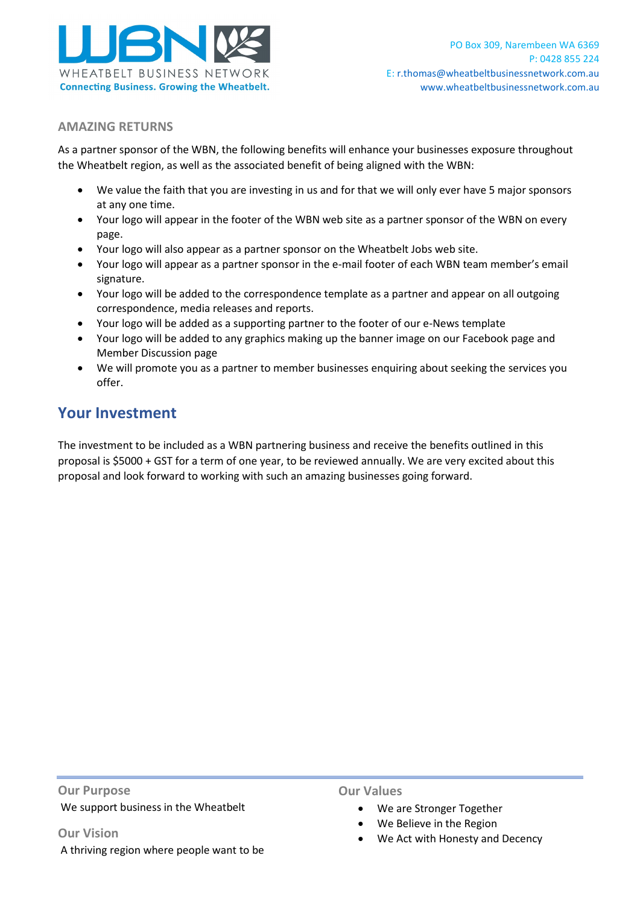## AMAZING RETURNS

As a partner sponsor of the WBN, the following benefits will enhance your businesses exposure throughout the Wheatbelt region, as well as the associated benefit of being aligned with the WBN:

- We value the faith that you are investing in us and for that we will only ever have 5 major sponsors at any one time.
- Your logo will appear in the footer of the WBN web site as a partner sponsor of the WBN on every page.
- Your logo will also appear as a partner sponsor on the Wheatbelt Jobs web site.
- Your logo will appear as a partner sponsor in the e-mail footer of each WBN team member's email signature.
- Your logo will be added to the correspondence template as a partner and appear on all outgoing correspondence, media releases and reports.
- Your logo will be added as a supporting partner to the footer of our e-News template
- Your logo will be added to any graphics making up the banner image on our Facebook page and Member Discussion page
- We will promote you as a partner to member businesses enquiring about seeking the services you offer.

## Your Investment

The investment to be included as a WBN partnering business and receive the benefits outlined in this proposal is $5000 + GST for a term of one year, to be reviewed annually. We are very excited about this proposal and look forward to working with such an amazing businesses going forward.